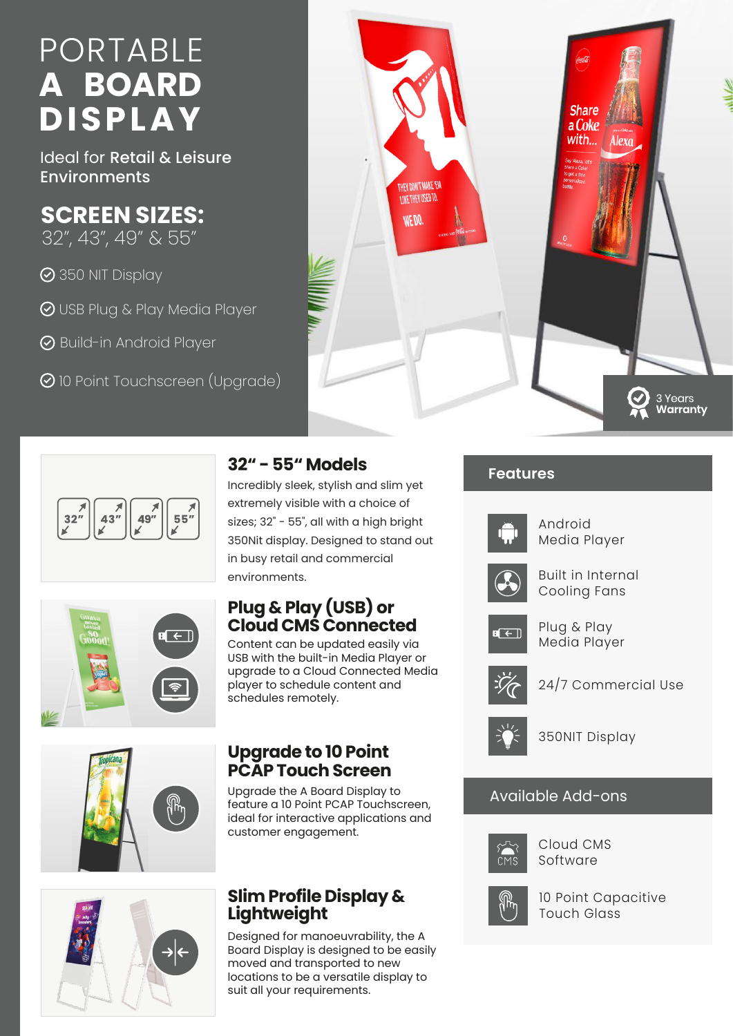# PORTABLE A BOARD DISPLAY

Ideal for Retail & Leisure Environments

## SCREEN SIZES:

32", 43", 49" & 55"

- 350 NIT Display
- USB Plug & Play Media Player
- Build-in Android Player
- 10 Point Touchscreen (Upgrade)

3 Years Warranty

### 32" - 55" Models

Incredibly sleek, stylish and slim yet extremely visible with a choice of sizes; 32" - 55", all with a high bright 350Nit display. Designed to stand out in busy retail and commercial environments.

### Plug & Play (USB) or Cloud CMS Connected

Content can be updated easily via USB with the built-in Media Player or upgrade to a Cloud Connected Media player to schedule content and schedules remotely.

### Upgrade to 10 Point PCAP Touch Screen

Upgrade the A Board Display to feature a 10 Point PCAP Touchscreen, ideal for interactive applications and customer engagement.

### Slim Profile Display & Lightweight

Designed for manoeuvrability, the A Board Display is designed to be easily moved and transported to new locations to be a versatile display to suit all your requirements.

## Features

- Android Media Player
- Built in Internal Cooling Fans
- Plug & Play Media Player
- 24/7 Commercial Use
- 350NIT Display

## Available Add-ons

- Cloud CMS Software
- 10 Point Capacitive Touch Glass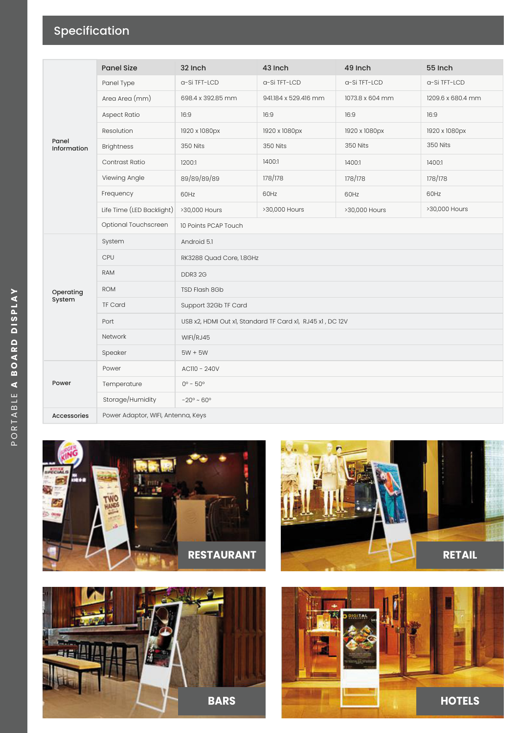## Specification

| | Panel Size | 32 Inch | 43 Inch | 49 Inch | 55 Inch |
|---|---|---|---|---|---|
| Panel Information | Panel Type | a-Si TFT-LCD | a-Si TFT-LCD | a-Si TFT-LCD | a-Si TFT-LCD |
| | Area Area (mm) | 698.4 x 392.85 mm | 941.184 x 529.416 mm | 1073.8 x 604 mm | 1209.6 x 680.4 mm |
| | Aspect Ratio | 16:9 | 16:9 | 16:9 | 16:9 |
| | Resolution | 1920 x 1080px | 1920 x 1080px | 1920 x 1080px | 1920 x 1080px |
| | Brightness | 350 Nits | 350 Nits | 350 Nits | 350 Nits |
| | Contrast Ratio | 1200:1 | 1400:1 | 1400:1 | 1400:1 |
| | Viewing Angle | 89/89/89/89 | 178/178 | 178/178 | 178/178 |
| | Frequency | 60Hz | 60Hz | 60Hz | 60Hz |
| | Life Time (LED Backlight) | >30,000 Hours | >30,000 Hours | >30,000 Hours | >30,000 Hours |
| | Optional Touchscreen | 10 Points PCAP Touch | | | |
| Operating System | System | Android 5.1 | | | |
| | CPU | RK3288 Quad Core, 1.8GHz | | | |
| | RAM | DDR3 2G | | | |
| | ROM | TSD Flash 8Gb | | | |
| | TF Card | Support 32Gb TF Card | | | |
| | Port | USB x2, HDMI Out x1, Standard TF Card x1, RJ45 x1 , DC 12V | | | |
| | Network | WIFI/RJ45 | | | |
| | Speaker | 5W + 5W | | | |
| Power | Power | AC110 - 240V | | | |
| | Temperature | 0° - 50° | | | |
| | Storage/Humidity | -20° ~ 60° | | | |
| Accessories | Power Adaptor, WIFI, Antenna, Keys | | | | |

RESTAURANT

RETAIL

BARS

HOTELS

PORTABLE **A BOARD DISPLAY**